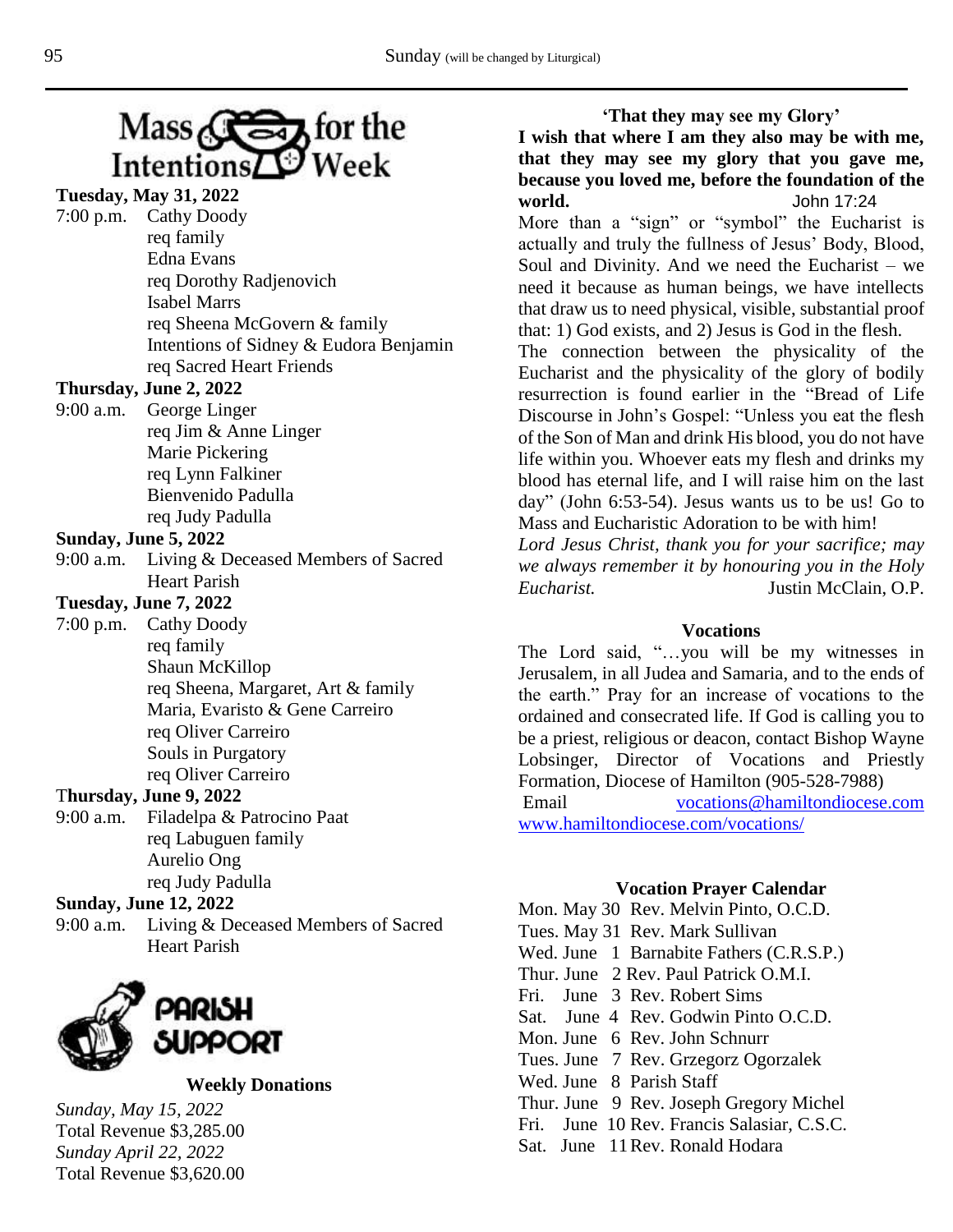# Mass Intentions for the Week

**Tuesday, May 31, 2022**

7:00 p.m. Cathy Doody
req family
Edna Evans
req Dorothy Radjenovich
Isabel Marrs
req Sheena McGovern & family
Intentions of Sidney & Eudora Benjamin
req Sacred Heart Friends

**Thursday, June 2, 2022**

9:00 a.m. George Linger
req Jim & Anne Linger
Marie Pickering
req Lynn Falkiner
Bienvenido Padulla
req Judy Padulla

**Sunday, June 5, 2022**

9:00 a.m. Living & Deceased Members of Sacred Heart Parish

**Tuesday, June 7, 2022**

7:00 p.m. Cathy Doody
req family
Shaun McKillop
req Sheena, Margaret, Art & family
Maria, Evaristo & Gene Carreiro
req Oliver Carreiro
Souls in Purgatory
req Oliver Carreiro

**Thursday, June 9, 2022**

9:00 a.m. Filadelpa & Patrocino Paat
req Labuguen family
Aurelio Ong
req Judy Padulla

**Sunday, June 12, 2022**

9:00 a.m. Living & Deceased Members of Sacred Heart Parish

## PARISH SUPPORT

**Weekly Donations**

*Sunday, May 15, 2022*
Total Revenue $3,285.00
*Sunday April 22, 2022*
Total Revenue $3,620.00

**'That they may see my Glory'**

**I wish that where I am they also may be with me, that they may see my glory that you gave me, because you loved me, before the foundation of the world.** John 17:24

More than a "sign" or "symbol" the Eucharist is actually and truly the fullness of Jesus' Body, Blood, Soul and Divinity. And we need the Eucharist – we need it because as human beings, we have intellects that draw us to need physical, visible, substantial proof that: 1) God exists, and 2) Jesus is God in the flesh.
The connection between the physicality of the Eucharist and the physicality of the glory of bodily resurrection is found earlier in the "Bread of Life Discourse in John's Gospel: "Unless you eat the flesh of the Son of Man and drink His blood, you do not have life within you. Whoever eats my flesh and drinks my blood has eternal life, and I will raise him on the last day" (John 6:53-54). Jesus wants us to be us! Go to Mass and Eucharistic Adoration to be with him!
*Lord Jesus Christ, thank you for your sacrifice; may we always remember it by honouring you in the Holy Eucharist.* Justin McClain, O.P.

**Vocations**

The Lord said, "…you will be my witnesses in Jerusalem, in all Judea and Samaria, and to the ends of the earth." Pray for an increase of vocations to the ordained and consecrated life. If God is calling you to be a priest, religious or deacon, contact Bishop Wayne Lobsinger, Director of Vocations and Priestly Formation, Diocese of Hamilton (905-528-7988)
Email vocations@hamiltondiocese.com
www.hamiltondiocese.com/vocations/

**Vocation Prayer Calendar**

Mon. May 30 Rev. Melvin Pinto, O.C.D.
Tues. May 31 Rev. Mark Sullivan
Wed. June 1 Barnabite Fathers (C.R.S.P.)
Thur. June 2 Rev. Paul Patrick O.M.I.
Fri. June 3 Rev. Robert Sims
Sat. June 4 Rev. Godwin Pinto O.C.D.
Mon. June 6 Rev. John Schnurr
Tues. June 7 Rev. Grzegorz Ogorzalek
Wed. June 8 Parish Staff
Thur. June 9 Rev. Joseph Gregory Michel
Fri. June 10 Rev. Francis Salasiar, C.S.C.
Sat. June 11 Rev. Ronald Hodara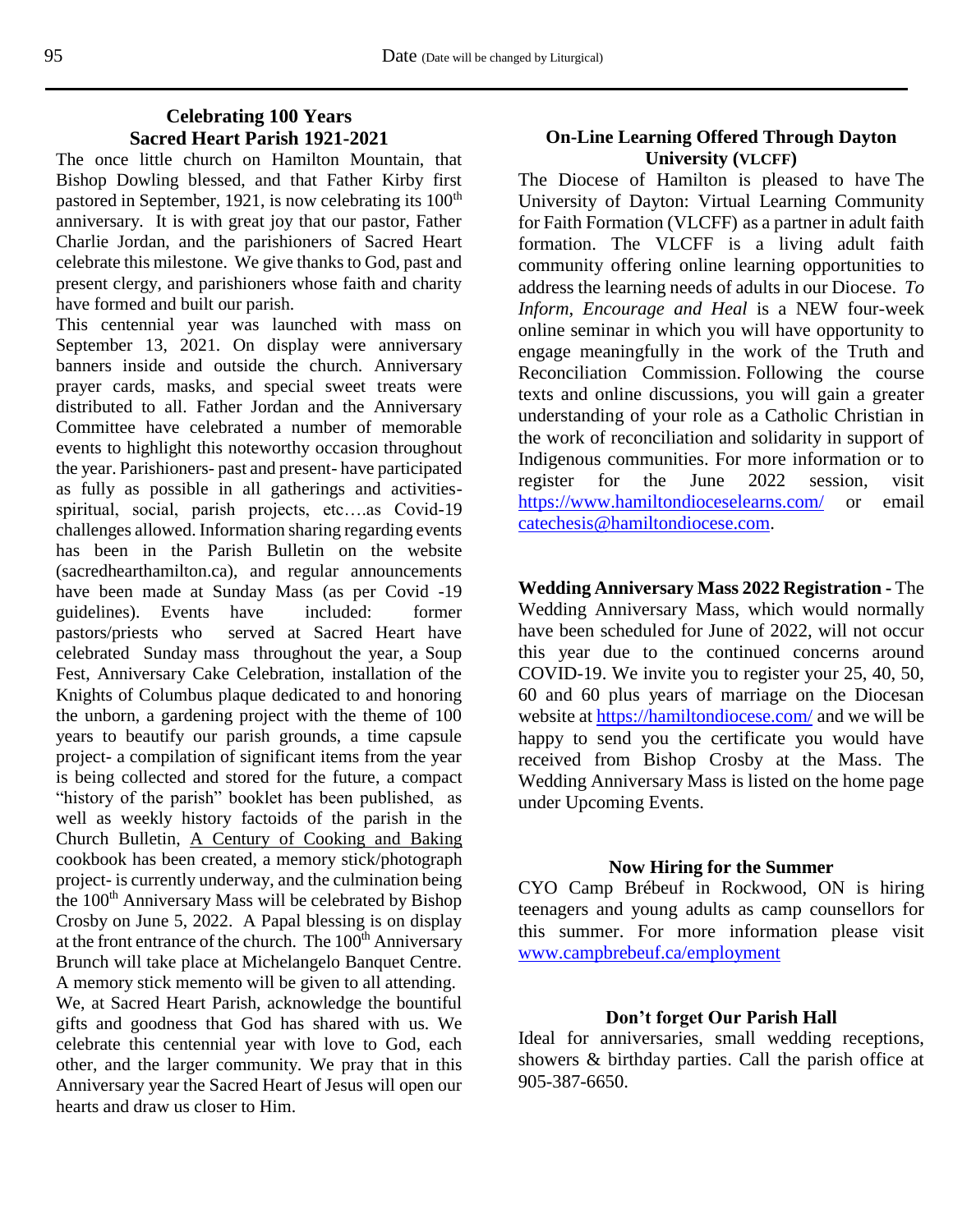## Celebrating 100 Years
## Sacred Heart Parish 1921-2021

The once little church on Hamilton Mountain, that Bishop Dowling blessed, and that Father Kirby first pastored in September, 1921, is now celebrating its 100th anniversary. It is with great joy that our pastor, Father Charlie Jordan, and the parishioners of Sacred Heart celebrate this milestone. We give thanks to God, past and present clergy, and parishioners whose faith and charity have formed and built our parish.

This centennial year was launched with mass on September 13, 2021. On display were anniversary banners inside and outside the church. Anniversary prayer cards, masks, and special sweet treats were distributed to all. Father Jordan and the Anniversary Committee have celebrated a number of memorable events to highlight this noteworthy occasion throughout the year. Parishioners- past and present- have participated as fully as possible in all gatherings and activities- spiritual, social, parish projects, etc….as Covid-19 challenges allowed. Information sharing regarding events has been in the Parish Bulletin on the website (sacredhearthamilton.ca), and regular announcements have been made at Sunday Mass (as per Covid -19 guidelines). Events have included: former pastors/priests who served at Sacred Heart have celebrated Sunday mass throughout the year, a Soup Fest, Anniversary Cake Celebration, installation of the Knights of Columbus plaque dedicated to and honoring the unborn, a gardening project with the theme of 100 years to beautify our parish grounds, a time capsule project- a compilation of significant items from the year is being collected and stored for the future, a compact "history of the parish" booklet has been published, as well as weekly history factoids of the parish in the Church Bulletin, A Century of Cooking and Baking cookbook has been created, a memory stick/photograph project- is currently underway, and the culmination being the 100th Anniversary Mass will be celebrated by Bishop Crosby on June 5, 2022. A Papal blessing is on display at the front entrance of the church. The 100th Anniversary Brunch will take place at Michelangelo Banquet Centre. A memory stick memento will be given to all attending.

We, at Sacred Heart Parish, acknowledge the bountiful gifts and goodness that God has shared with us. We celebrate this centennial year with love to God, each other, and the larger community. We pray that in this Anniversary year the Sacred Heart of Jesus will open our hearts and draw us closer to Him.

## On-Line Learning Offered Through Dayton University (VLCFF)

The Diocese of Hamilton is pleased to have The University of Dayton: Virtual Learning Community for Faith Formation (VLCFF) as a partner in adult faith formation. The VLCFF is a living adult faith community offering online learning opportunities to address the learning needs of adults in our Diocese. *To Inform, Encourage and Heal* is a NEW four-week online seminar in which you will have opportunity to engage meaningfully in the work of the Truth and Reconciliation Commission. Following the course texts and online discussions, you will gain a greater understanding of your role as a Catholic Christian in the work of reconciliation and solidarity in support of Indigenous communities. For more information or to register for the June 2022 session, visit https://www.hamiltondioceselearns.com/ or email catechesis@hamiltondiocese.com.

**Wedding Anniversary Mass 2022 Registration -** The Wedding Anniversary Mass, which would normally have been scheduled for June of 2022, will not occur this year due to the continued concerns around COVID-19. We invite you to register your 25, 40, 50, 60 and 60 plus years of marriage on the Diocesan website at https://hamiltondiocese.com/ and we will be happy to send you the certificate you would have received from Bishop Crosby at the Mass. The Wedding Anniversary Mass is listed on the home page under Upcoming Events.

## Now Hiring for the Summer

CYO Camp Brébeuf in Rockwood, ON is hiring teenagers and young adults as camp counsellors for this summer. For more information please visit www.campbrebeuf.ca/employment

## Don't forget Our Parish Hall

Ideal for anniversaries, small wedding receptions, showers & birthday parties. Call the parish office at 905-387-6650.